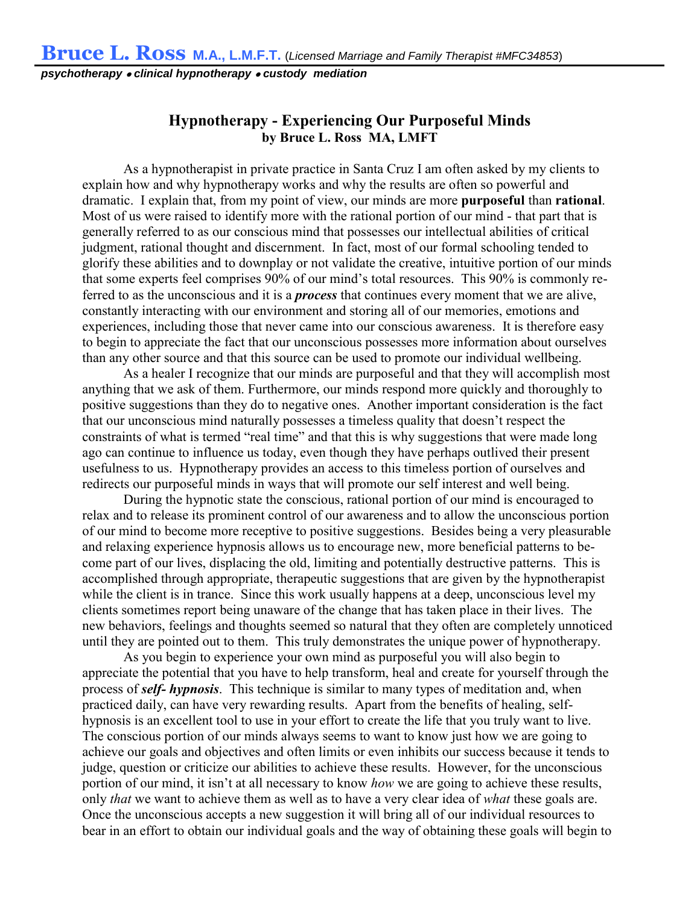**Bruce L. Ross** **M.A., L.M.F.T.** (*Licensed Marriage and Family Therapist #MFC34853*)

***psychotherapy • clinical hypnotherapy • custody mediation***

## Hypnotherapy - Experiencing Our Purposeful Minds

**by Bruce L. Ross MA, LMFT**

As a hypnotherapist in private practice in Santa Cruz I am often asked by my clients to explain how and why hypnotherapy works and why the results are often so powerful and dramatic. I explain that, from my point of view, our minds are more **purposeful** than **rational**. Most of us were raised to identify more with the rational portion of our mind - that part that is generally referred to as our conscious mind that possesses our intellectual abilities of critical judgment, rational thought and discernment. In fact, most of our formal schooling tended to glorify these abilities and to downplay or not validate the creative, intuitive portion of our minds that some experts feel comprises 90% of our mind's total resources. This 90% is commonly referred to as the unconscious and it is a ***process*** that continues every moment that we are alive, constantly interacting with our environment and storing all of our memories, emotions and experiences, including those that never came into our conscious awareness. It is therefore easy to begin to appreciate the fact that our unconscious possesses more information about ourselves than any other source and that this source can be used to promote our individual wellbeing.

As a healer I recognize that our minds are purposeful and that they will accomplish most anything that we ask of them. Furthermore, our minds respond more quickly and thoroughly to positive suggestions than they do to negative ones. Another important consideration is the fact that our unconscious mind naturally possesses a timeless quality that doesn't respect the constraints of what is termed "real time" and that this is why suggestions that were made long ago can continue to influence us today, even though they have perhaps outlived their present usefulness to us. Hypnotherapy provides an access to this timeless portion of ourselves and redirects our purposeful minds in ways that will promote our self interest and well being.

During the hypnotic state the conscious, rational portion of our mind is encouraged to relax and to release its prominent control of our awareness and to allow the unconscious portion of our mind to become more receptive to positive suggestions. Besides being a very pleasurable and relaxing experience hypnosis allows us to encourage new, more beneficial patterns to become part of our lives, displacing the old, limiting and potentially destructive patterns. This is accomplished through appropriate, therapeutic suggestions that are given by the hypnotherapist while the client is in trance. Since this work usually happens at a deep, unconscious level my clients sometimes report being unaware of the change that has taken place in their lives. The new behaviors, feelings and thoughts seemed so natural that they often are completely unnoticed until they are pointed out to them. This truly demonstrates the unique power of hypnotherapy.

As you begin to experience your own mind as purposeful you will also begin to appreciate the potential that you have to help transform, heal and create for yourself through the process of ***self- hypnosis***. This technique is similar to many types of meditation and, when practiced daily, can have very rewarding results. Apart from the benefits of healing, self-hypnosis is an excellent tool to use in your effort to create the life that you truly want to live. The conscious portion of our minds always seems to want to know just how we are going to achieve our goals and objectives and often limits or even inhibits our success because it tends to judge, question or criticize our abilities to achieve these results. However, for the unconscious portion of our mind, it isn't at all necessary to know *how* we are going to achieve these results, only *that* we want to achieve them as well as to have a very clear idea of *what* these goals are. Once the unconscious accepts a new suggestion it will bring all of our individual resources to bear in an effort to obtain our individual goals and the way of obtaining these goals will begin to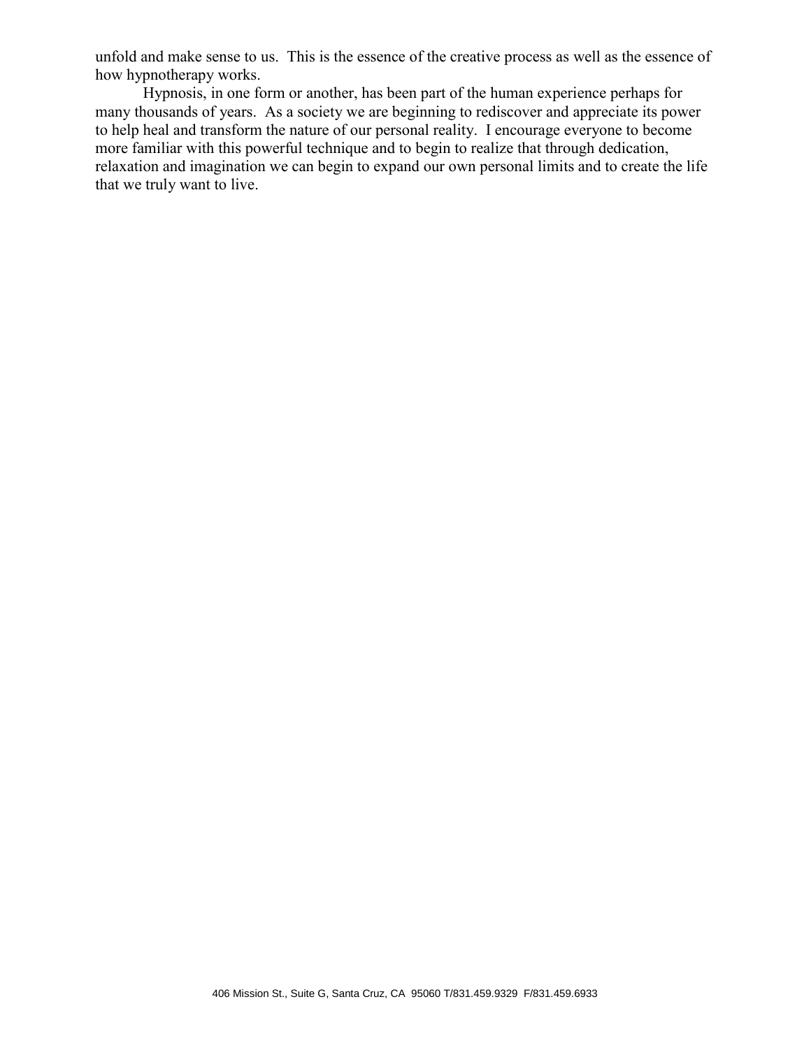unfold and make sense to us. This is the essence of the creative process as well as the essence of how hypnotherapy works.

Hypnosis, in one form or another, has been part of the human experience perhaps for many thousands of years. As a society we are beginning to rediscover and appreciate its power to help heal and transform the nature of our personal reality. I encourage everyone to become more familiar with this powerful technique and to begin to realize that through dedication, relaxation and imagination we can begin to expand our own personal limits and to create the life that we truly want to live.